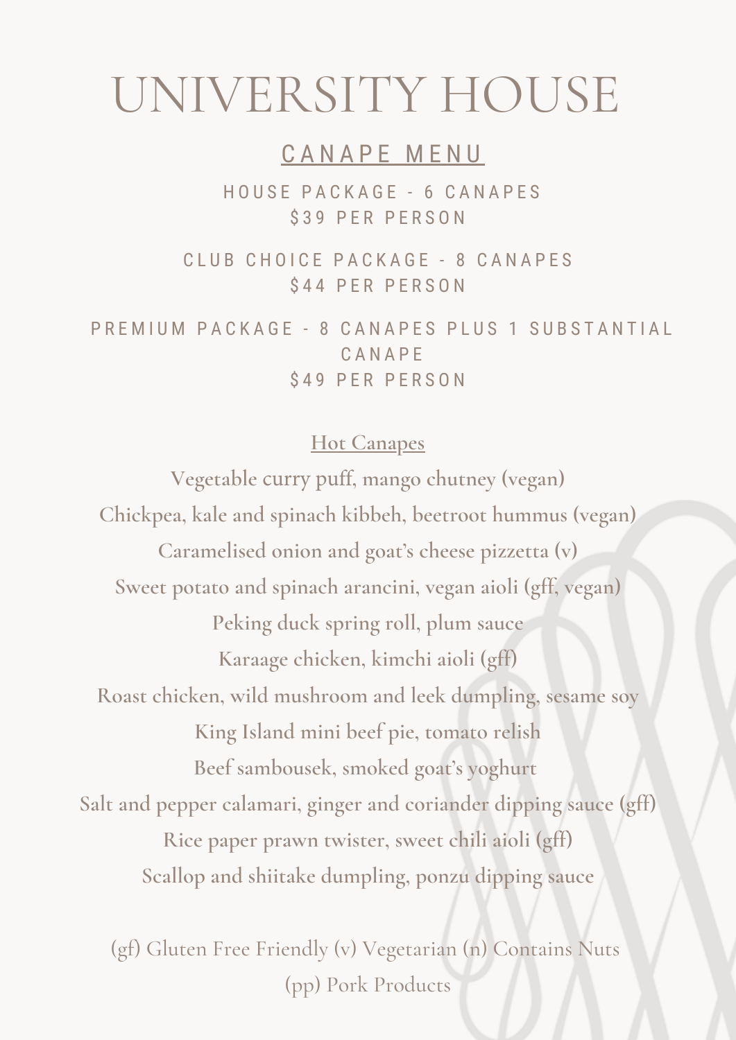# UNIVERSITY HOUSE

## CANAPE MENU

HOUSE PACKAGE - 6 CANAPES
$39 PER PERSON

CLUB CHOICE PACKAGE - 8 CANAPES
$44 PER PERSON

PREMIUM PACKAGE - 8 CANAPES PLUS 1 SUBSTANTIAL CANAPE
$49 PER PERSON

### Hot Canapes

**Vegetable curry puff, mango chutney (vegan)**
**Chickpea, kale and spinach kibbeh, beetroot hummus (vegan)**
**Caramelised onion and goat's cheese pizzetta (v)**
**Sweet potato and spinach arancini, vegan aioli (gff, vegan)**
**Peking duck spring roll, plum sauce**
**Karaage chicken, kimchi aioli (gff)**
**Roast chicken, wild mushroom and leek dumpling, sesame soy**
**King Island mini beef pie, tomato relish**
**Beef sambousek, smoked goat's yoghurt**
**Salt and pepper calamari, ginger and coriander dipping sauce (gff)**
**Rice paper prawn twister, sweet chili aioli (gff)**
**Scallop and shiitake dumpling, ponzu dipping sauce**

(gf) Gluten Free Friendly (v) Vegetarian (n) Contains Nuts
(pp) Pork Products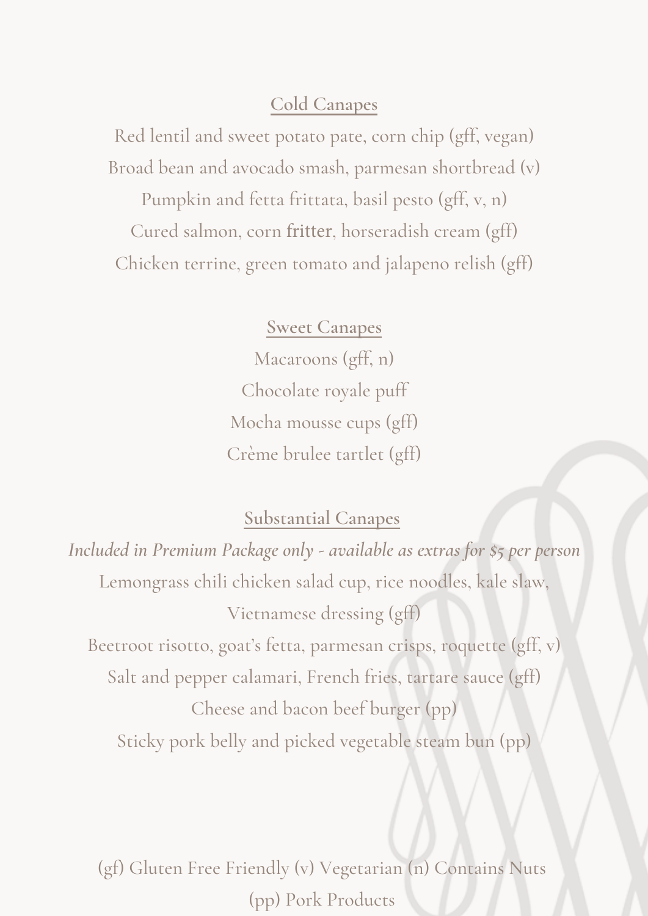## Cold Canapes

Red lentil and sweet potato pate, corn chip (gff, vegan)

Broad bean and avocado smash, parmesan shortbread (v)

Pumpkin and fetta frittata, basil pesto (gff, v, n)

Cured salmon, corn fritter, horseradish cream (gff)

Chicken terrine, green tomato and jalapeno relish (gff)

## Sweet Canapes

Macaroons (gff, n)

Chocolate royale puff

Mocha mousse cups (gff)

Crème brulee tartlet (gff)

## Substantial Canapes

*Included in Premium Package only - available as extras for $5 per person*

Lemongrass chili chicken salad cup, rice noodles, kale slaw, Vietnamese dressing (gff)

Beetroot risotto, goat's fetta, parmesan crisps, roquette (gff, v)

Salt and pepper calamari, French fries, tartare sauce (gff)

Cheese and bacon beef burger (pp)

Sticky pork belly and picked vegetable steam bun (pp)

(gf) Gluten Free Friendly (v) Vegetarian (n) Contains Nuts (pp) Pork Products